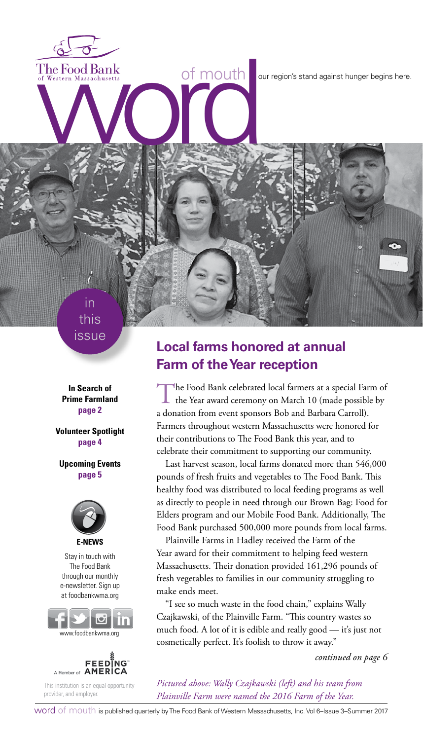The Food Bank of Western Massachusetts

# word of mouth

our region's stand against hunger begins here.

## in this issue

**In Search of Prime Farmland**
**page 2**

**Volunteer Spotlight**
**page 4**

**Upcoming Events**
**page 5**

**E-NEWS**

Stay in touch with The Food Bank through our monthly e-newsletter. Sign up at foodbankwma.org

www.foodbankwma.org

A Member of FEEDING AMERICA

This institution is an equal opportunity provider, and employer.

## Local farms honored at annual Farm of the Year reception

The Food Bank celebrated local farmers at a special Farm of the Year award ceremony on March 10 (made possible by a donation from event sponsors Bob and Barbara Carroll). Farmers throughout western Massachusetts were honored for their contributions to The Food Bank this year, and to celebrate their commitment to supporting our community.

Last harvest season, local farms donated more than 546,000 pounds of fresh fruits and vegetables to The Food Bank. This healthy food was distributed to local feeding programs as well as directly to people in need through our Brown Bag: Food for Elders program and our Mobile Food Bank. Additionally, The Food Bank purchased 500,000 more pounds from local farms.

Plainville Farms in Hadley received the Farm of the Year award for their commitment to helping feed western Massachusetts. Their donation provided 161,296 pounds of fresh vegetables to families in our community struggling to make ends meet.

"I see so much waste in the food chain," explains Wally Czajkawski, of the Plainville Farm. "This country wastes so much food. A lot of it is edible and really good — it's just not cosmetically perfect. It's foolish to throw it away."

*continued on page 6*

*Pictured above: Wally Czajkawski (left) and his team from Plainville Farm were named the 2016 Farm of the Year.*

word of mouth is published quarterly by The Food Bank of Western Massachusetts, Inc. Vol 6–Issue 3–Summer 2017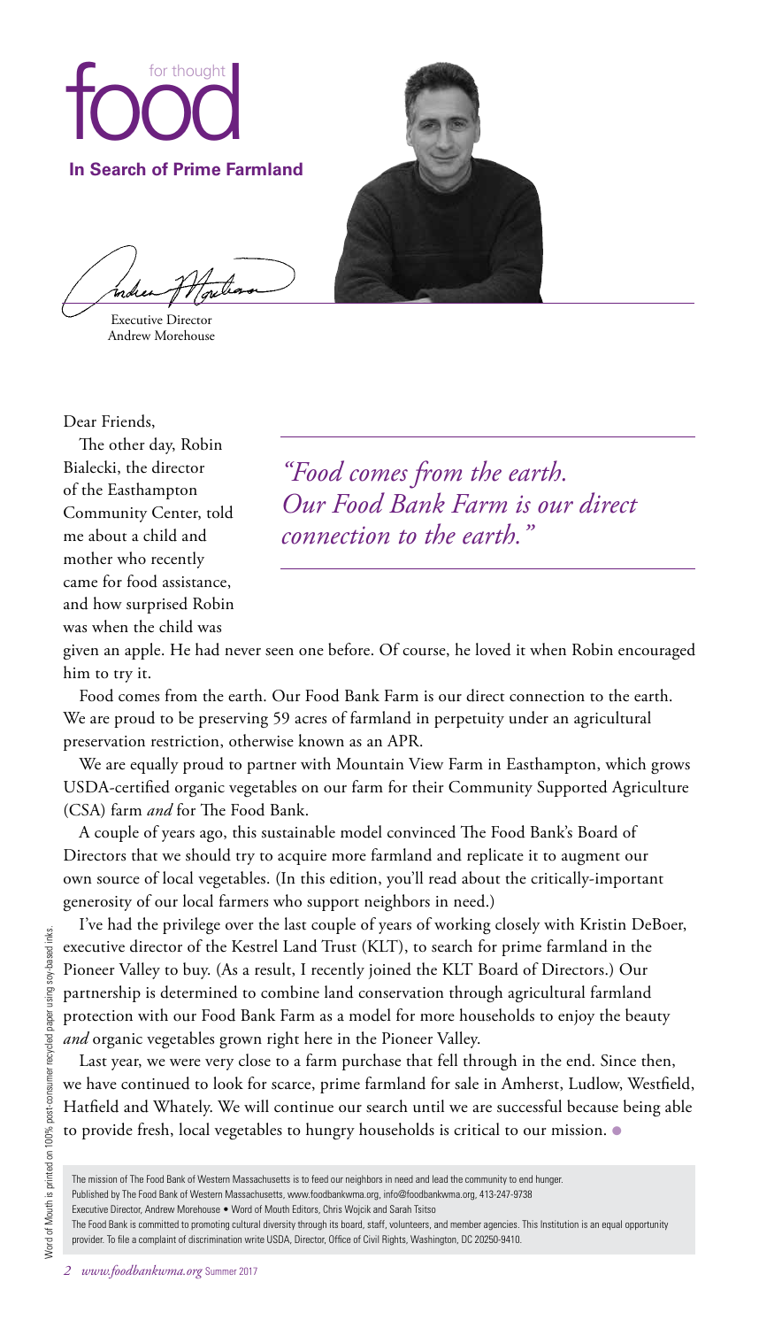# food for thought

## In Search of Prime Farmland

Executive Director
Andrew Morehouse

Dear Friends,

The other day, Robin Bialecki, the director of the Easthampton Community Center, told me about a child and mother who recently came for food assistance, and how surprised Robin was when the child was given an apple. He had never seen one before. Of course, he loved it when Robin encouraged him to try it.

*"Food comes from the earth. Our Food Bank Farm is our direct connection to the earth."*

Food comes from the earth. Our Food Bank Farm is our direct connection to the earth. We are proud to be preserving 59 acres of farmland in perpetuity under an agricultural preservation restriction, otherwise known as an APR.

We are equally proud to partner with Mountain View Farm in Easthampton, which grows USDA-certified organic vegetables on our farm for their Community Supported Agriculture (CSA) farm *and* for The Food Bank.

A couple of years ago, this sustainable model convinced The Food Bank's Board of Directors that we should try to acquire more farmland and replicate it to augment our own source of local vegetables. (In this edition, you'll read about the critically-important generosity of our local farmers who support neighbors in need.)

I've had the privilege over the last couple of years of working closely with Kristin DeBoer, executive director of the Kestrel Land Trust (KLT), to search for prime farmland in the Pioneer Valley to buy. (As a result, I recently joined the KLT Board of Directors.) Our partnership is determined to combine land conservation through agricultural farmland protection with our Food Bank Farm as a model for more households to enjoy the beauty *and* organic vegetables grown right here in the Pioneer Valley.

Last year, we were very close to a farm purchase that fell through in the end. Since then, we have continued to look for scarce, prime farmland for sale in Amherst, Ludlow, Westfield, Hatfield and Whately. We will continue our search until we are successful because being able to provide fresh, local vegetables to hungry households is critical to our mission.

The mission of The Food Bank of Western Massachusetts is to feed our neighbors in need and lead the community to end hunger.
Published by The Food Bank of Western Massachusetts, www.foodbankwma.org, info@foodbankwma.org, 413-247-9738
Executive Director, Andrew Morehouse • Word of Mouth Editors, Chris Wojcik and Sarah Tsitso
The Food Bank is committed to promoting cultural diversity through its board, staff, volunteers, and member agencies. This Institution is an equal opportunity provider. To file a complaint of discrimination write USDA, Director, Office of Civil Rights, Washington, DC 20250-9410.

Word of Mouth is printed on 100% post-consumer recycled paper using soy-based inks.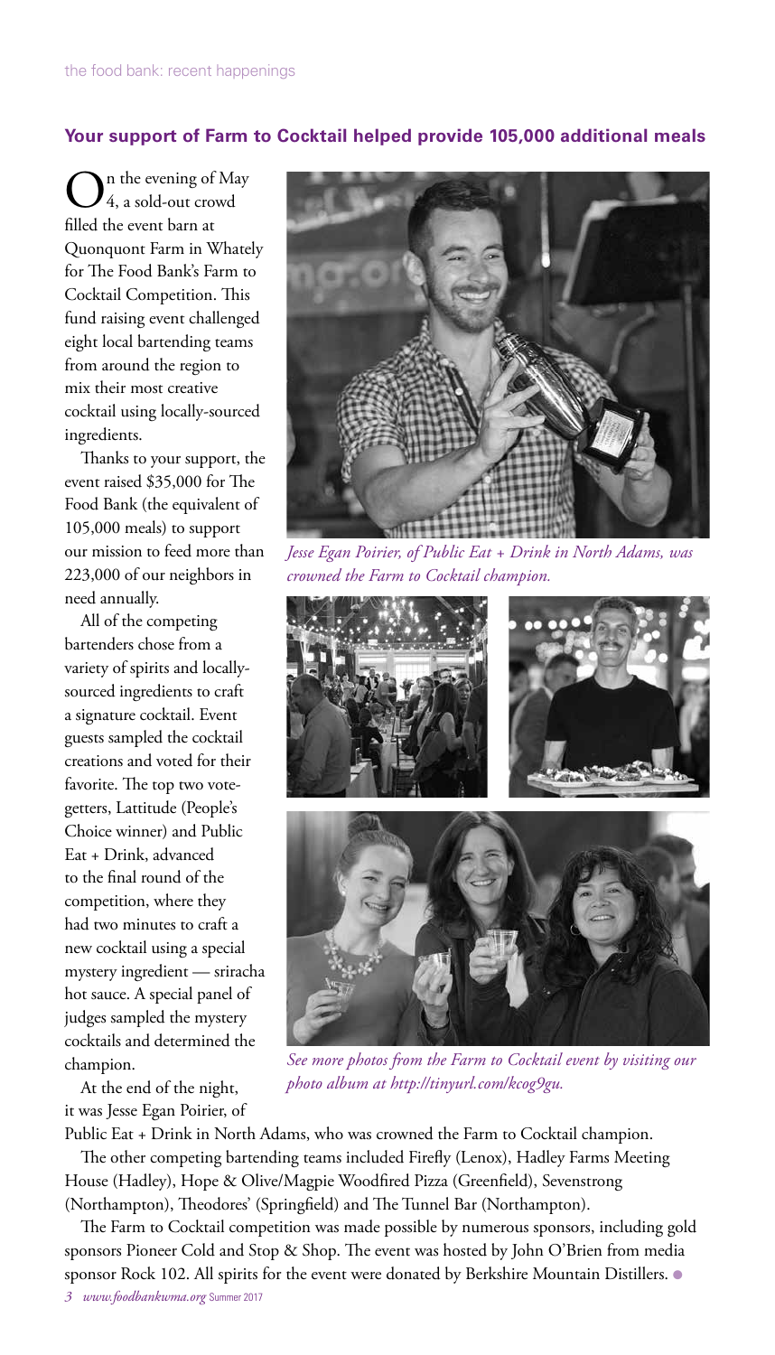## Your support of Farm to Cocktail helped provide 105,000 additional meals

On the evening of May 4, a sold-out crowd filled the event barn at Quonquont Farm in Whately for The Food Bank's Farm to Cocktail Competition. This fund raising event challenged eight local bartending teams from around the region to mix their most creative cocktail using locally-sourced ingredients.

Thanks to your support, the event raised $35,000 for The Food Bank (the equivalent of 105,000 meals) to support our mission to feed more than 223,000 of our neighbors in need annually.

All of the competing bartenders chose from a variety of spirits and locally-sourced ingredients to craft a signature cocktail. Event guests sampled the cocktail creations and voted for their favorite. The top two vote-getters, Lattitude (People's Choice winner) and Public Eat + Drink, advanced to the final round of the competition, where they had two minutes to craft a new cocktail using a special mystery ingredient — sriracha hot sauce. A special panel of judges sampled the mystery cocktails and determined the champion.

At the end of the night, it was Jesse Egan Poirier, of Public Eat + Drink in North Adams, who was crowned the Farm to Cocktail champion.

The other competing bartending teams included Firefly (Lenox), Hadley Farms Meeting House (Hadley), Hope & Olive/Magpie Woodfired Pizza (Greenfield), Sevenstrong (Northampton), Theodores' (Springfield) and The Tunnel Bar (Northampton).

The Farm to Cocktail competition was made possible by numerous sponsors, including gold sponsors Pioneer Cold and Stop & Shop. The event was hosted by John O'Brien from media sponsor Rock 102. All spirits for the event were donated by Berkshire Mountain Distillers.

*Jesse Egan Poirier, of Public Eat + Drink in North Adams, was crowned the Farm to Cocktail champion.*

*See more photos from the Farm to Cocktail event by visiting our photo album at http://tinyurl.com/kcog9gu.*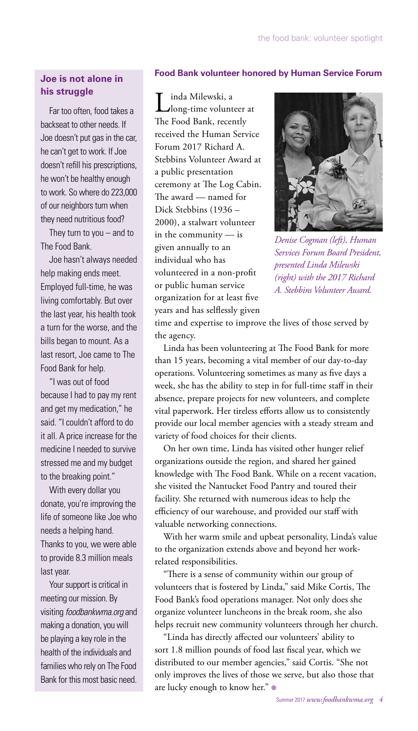## Joe is not alone in his struggle

Far too often, food takes a backseat to other needs. If Joe doesn't put gas in the car, he can't get to work. If Joe doesn't refill his prescriptions, he won't be healthy enough to work. So where do 223,000 of our neighbors turn when they need nutritious food?

They turn to you – and to The Food Bank.

Joe hasn't always needed help making ends meet. Employed full-time, he was living comfortably. But over the last year, his health took a turn for the worse, and the bills began to mount. As a last resort, Joe came to The Food Bank for help.

"I was out of food because I had to pay my rent and get my medication," he said. "I couldn't afford to do it all. A price increase for the medicine I needed to survive stressed me and my budget to the breaking point."

With every dollar you donate, you're improving the life of someone like Joe who needs a helping hand. Thanks to you, we were able to provide 8.3 million meals last year.

Your support is critical in meeting our mission. By visiting *foodbankwma.org* and making a donation, you will be playing a key role in the health of the individuals and families who rely on The Food Bank for this most basic need.

## Food Bank volunteer honored by Human Service Forum

Linda Milewski, a long-time volunteer at The Food Bank, recently received the Human Service Forum 2017 Richard A. Stebbins Volunteer Award at a public presentation ceremony at The Log Cabin. The award — named for Dick Stebbins (1936 – 2000), a stalwart volunteer in the community — is given annually to an individual who has volunteered in a non-profit or public human service organization for at least five years and has selflessly given time and expertise to improve the lives of those served by the agency.

*Denise Cogman (left), Human Services Forum Board President, presented Linda Milewski (right) with the 2017 Richard A. Stebbins Volunteer Award.*

Linda has been volunteering at The Food Bank for more than 15 years, becoming a vital member of our day-to-day operations. Volunteering sometimes as many as five days a week, she has the ability to step in for full-time staff in their absence, prepare projects for new volunteers, and complete vital paperwork. Her tireless efforts allow us to consistently provide our local member agencies with a steady stream and variety of food choices for their clients.

On her own time, Linda has visited other hunger relief organizations outside the region, and shared her gained knowledge with The Food Bank. While on a recent vacation, she visited the Nantucket Food Pantry and toured their facility. She returned with numerous ideas to help the efficiency of our warehouse, and provided our staff with valuable networking connections.

With her warm smile and upbeat personality, Linda's value to the organization extends above and beyond her work-related responsibilities.

"There is a sense of community within our group of volunteers that is fostered by Linda," said Mike Cortis, The Food Bank's food operations manager. Not only does she organize volunteer luncheons in the break room, she also helps recruit new community volunteers through her church.

"Linda has directly affected our volunteers' ability to sort 1.8 million pounds of food last fiscal year, which we distributed to our member agencies," said Cortis. "She not only improves the lives of those we serve, but also those that are lucky enough to know her."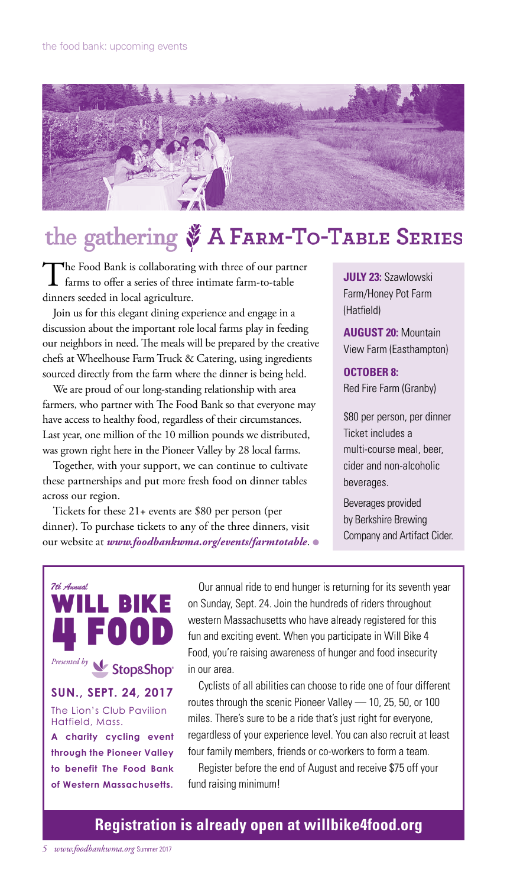## the gathering — A Farm-To-Table Series

The Food Bank is collaborating with three of our partner farms to offer a series of three intimate farm-to-table dinners seeded in local agriculture.

Join us for this elegant dining experience and engage in a discussion about the important role local farms play in feeding our neighbors in need. The meals will be prepared by the creative chefs at Wheelhouse Farm Truck & Catering, using ingredients sourced directly from the farm where the dinner is being held.

We are proud of our long-standing relationship with area farmers, who partner with The Food Bank so that everyone may have access to healthy food, regardless of their circumstances. Last year, one million of the 10 million pounds we distributed, was grown right here in the Pioneer Valley by 28 local farms.

Together, with your support, we can continue to cultivate these partnerships and put more fresh food on dinner tables across our region.

Tickets for these 21+ events are $80 per person (per dinner). To purchase tickets to any of the three dinners, visit our website at ***www.foodbankwma.org/events/farmtotable***.

**JULY 23:** Szawlowski Farm/Honey Pot Farm (Hatfield)

**AUGUST 20:** Mountain View Farm (Easthampton)

**OCTOBER 8:** Red Fire Farm (Granby)

$80 per person, per dinner
Ticket includes a multi-course meal, beer, cider and non-alcoholic beverages.

Beverages provided by Berkshire Brewing Company and Artifact Cider.

## *7th Annual* WILL BIKE 4 FOOD

*Presented by* Stop&Shop

**SUN., SEPT. 24, 2017**

The Lion's Club Pavilion
Hatfield, Mass.

**A charity cycling event through the Pioneer Valley to benefit The Food Bank of Western Massachusetts.**

Our annual ride to end hunger is returning for its seventh year on Sunday, Sept. 24. Join the hundreds of riders throughout western Massachusetts who have already registered for this fun and exciting event. When you participate in Will Bike 4 Food, you're raising awareness of hunger and food insecurity in our area.

Cyclists of all abilities can choose to ride one of four different routes through the scenic Pioneer Valley — 10, 25, 50, or 100 miles. There's sure to be a ride that's just right for everyone, regardless of your experience level. You can also recruit at least four family members, friends or co-workers to form a team.

Register before the end of August and receive $75 off your fund raising minimum!

**Registration is already open at willbike4food.org**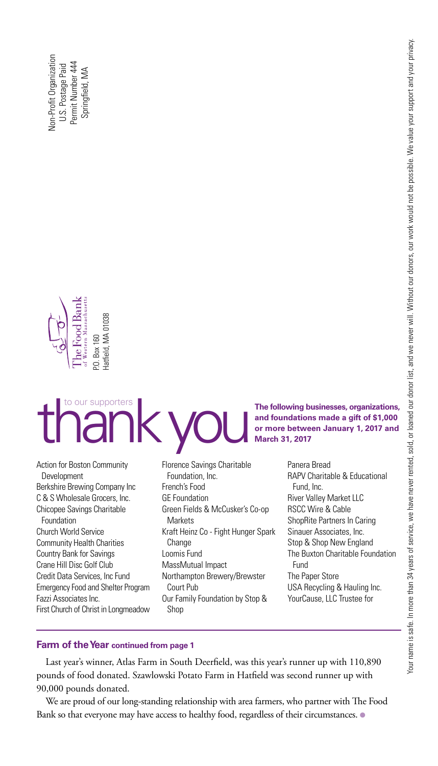Non-Profit Organization
U.S. Postage Paid
Permit Number 444
Springfield, MA

The Food Bank of Western Massachusetts
P.O. Box 160
Hatfield, MA 01038

# thank you to our supporters

**The following businesses, organizations, and foundations made a gift of $1,000 or more between January 1, 2017 and March 31, 2017**

Action for Boston Community Development
Berkshire Brewing Company Inc
C & S Wholesale Grocers, Inc.
Chicopee Savings Charitable Foundation
Church World Service
Community Health Charities
Country Bank for Savings
Crane Hill Disc Golf Club
Credit Data Services, Inc Fund
Emergency Food and Shelter Program
Fazzi Associates Inc.
First Church of Christ in Longmeadow
Florence Savings Charitable Foundation, Inc.
French's Food
GE Foundation
Green Fields & McCusker's Co-op Markets
Kraft Heinz Co - Fight Hunger Spark Change
Loomis Fund
MassMutual Impact
Northampton Brewery/Brewster Court Pub
Our Family Foundation by Stop & Shop
Panera Bread
RAPV Charitable & Educational Fund, Inc.
River Valley Market LLC
RSCC Wire & Cable
ShopRite Partners In Caring
Sinauer Associates, Inc.
Stop & Shop New England
The Buxton Charitable Foundation Fund
The Paper Store
USA Recycling & Hauling Inc.
YourCause, LLC Trustee for

## Farm of the Year continued from page 1

Last year's winner, Atlas Farm in South Deerfield, was this year's runner up with 110,890 pounds of food donated. Szawlowski Potato Farm in Hatfield was second runner up with 90,000 pounds donated.

We are proud of our long-standing relationship with area farmers, who partner with The Food Bank so that everyone may have access to healthy food, regardless of their circumstances.

Your name is safe. In more than 34 years of service, we have never rented, sold, or loaned our donor list, and we never will. Without our donors, our work would not be possible. We value your support and your privacy.